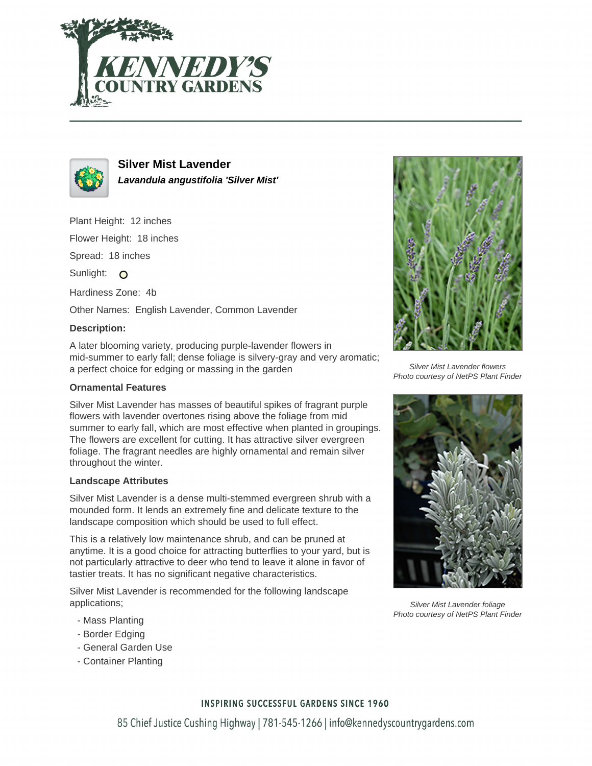# Silver Mist Lavender

***Lavandula angustifolia 'Silver Mist'***

Plant Height: 12 inches

Flower Height: 18 inches

Spread: 18 inches

Sunlight: O

Hardiness Zone: 4b

Other Names: English Lavender, Common Lavender

**Description:**

A later blooming variety, producing purple-lavender flowers in mid-summer to early fall; dense foliage is silvery-gray and very aromatic; a perfect choice for edging or massing in the garden

### Ornamental Features

Silver Mist Lavender has masses of beautiful spikes of fragrant purple flowers with lavender overtones rising above the foliage from mid summer to early fall, which are most effective when planted in groupings. The flowers are excellent for cutting. It has attractive silver evergreen foliage. The fragrant needles are highly ornamental and remain silver throughout the winter.

### Landscape Attributes

Silver Mist Lavender is a dense multi-stemmed evergreen shrub with a mounded form. It lends an extremely fine and delicate texture to the landscape composition which should be used to full effect.

This is a relatively low maintenance shrub, and can be pruned at anytime. It is a good choice for attracting butterflies to your yard, but is not particularly attractive to deer who tend to leave it alone in favor of tastier treats. It has no significant negative characteristics.

Silver Mist Lavender is recommended for the following landscape applications;

- Mass Planting
- Border Edging
- General Garden Use
- Container Planting

*Silver Mist Lavender flowers*
*Photo courtesy of NetPS Plant Finder*

*Silver Mist Lavender foliage*
*Photo courtesy of NetPS Plant Finder*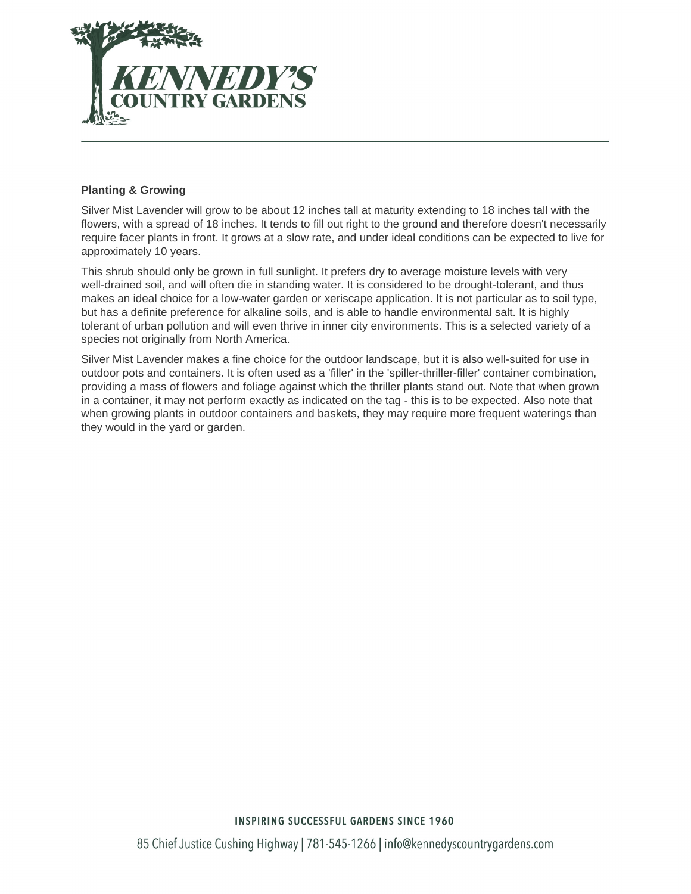**Planting & Growing**

Silver Mist Lavender will grow to be about 12 inches tall at maturity extending to 18 inches tall with the flowers, with a spread of 18 inches. It tends to fill out right to the ground and therefore doesn't necessarily require facer plants in front. It grows at a slow rate, and under ideal conditions can be expected to live for approximately 10 years.

This shrub should only be grown in full sunlight. It prefers dry to average moisture levels with very well-drained soil, and will often die in standing water. It is considered to be drought-tolerant, and thus makes an ideal choice for a low-water garden or xeriscape application. It is not particular as to soil type, but has a definite preference for alkaline soils, and is able to handle environmental salt. It is highly tolerant of urban pollution and will even thrive in inner city environments. This is a selected variety of a species not originally from North America.

Silver Mist Lavender makes a fine choice for the outdoor landscape, but it is also well-suited for use in outdoor pots and containers. It is often used as a 'filler' in the 'spiller-thriller-filler' container combination, providing a mass of flowers and foliage against which the thriller plants stand out. Note that when grown in a container, it may not perform exactly as indicated on the tag - this is to be expected. Also note that when growing plants in outdoor containers and baskets, they may require more frequent waterings than they would in the yard or garden.